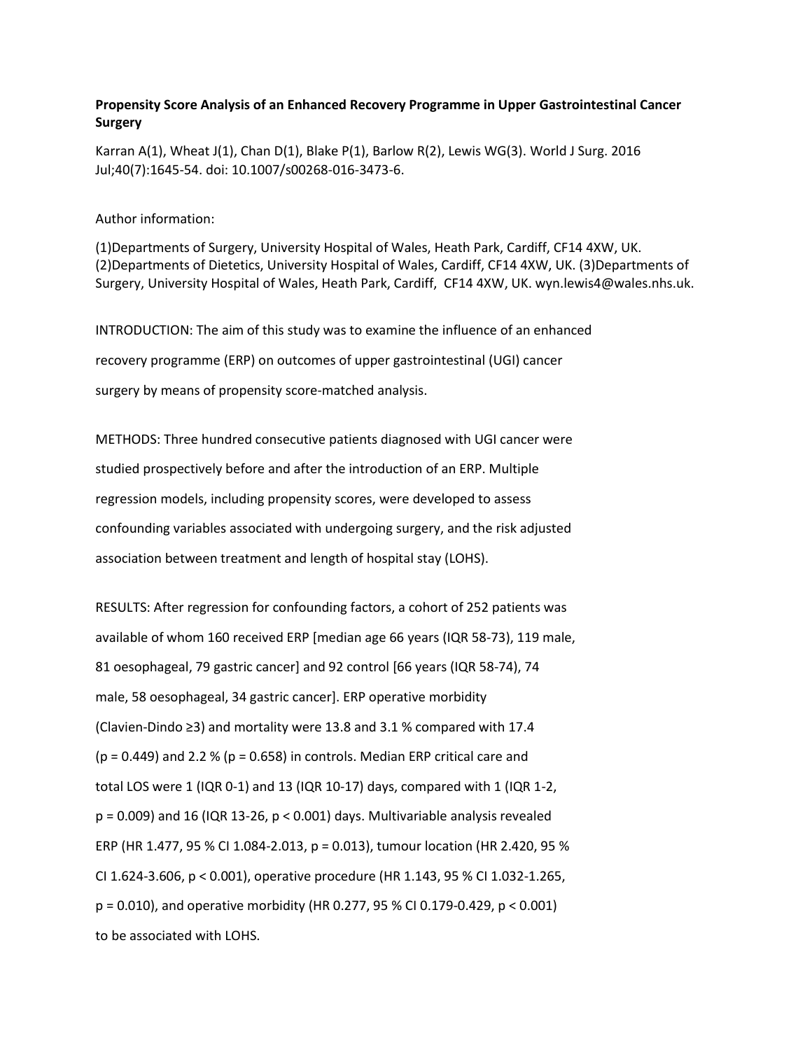**Propensity Score Analysis of an Enhanced Recovery Programme in Upper Gastrointestinal Cancer Surgery**

Karran A(1), Wheat J(1), Chan D(1), Blake P(1), Barlow R(2), Lewis WG(3). World J Surg. 2016 Jul;40(7):1645-54. doi: 10.1007/s00268-016-3473-6.

Author information:

(1)Departments of Surgery, University Hospital of Wales, Heath Park, Cardiff, CF14 4XW, UK. (2)Departments of Dietetics, University Hospital of Wales, Cardiff, CF14 4XW, UK. (3)Departments of Surgery, University Hospital of Wales, Heath Park, Cardiff, CF14 4XW, UK. wyn.lewis4@wales.nhs.uk.

INTRODUCTION: The aim of this study was to examine the influence of an enhanced recovery programme (ERP) on outcomes of upper gastrointestinal (UGI) cancer surgery by means of propensity score-matched analysis.

METHODS: Three hundred consecutive patients diagnosed with UGI cancer were studied prospectively before and after the introduction of an ERP. Multiple regression models, including propensity scores, were developed to assess confounding variables associated with undergoing surgery, and the risk adjusted association between treatment and length of hospital stay (LOHS).

RESULTS: After regression for confounding factors, a cohort of 252 patients was available of whom 160 received ERP [median age 66 years (IQR 58-73), 119 male, 81 oesophageal, 79 gastric cancer] and 92 control [66 years (IQR 58-74), 74 male, 58 oesophageal, 34 gastric cancer]. ERP operative morbidity (Clavien-Dindo ≥3) and mortality were 13.8 and 3.1 % compared with 17.4 ($p = 0.449$) and 2.2 % ($p = 0.658$) in controls. Median ERP critical care and total LOS were 1 (IQR 0-1) and 13 (IQR 10-17) days, compared with 1 (IQR 1-2, $p = 0.009$) and 16 (IQR 13-26, $p < 0.001$) days. Multivariable analysis revealed ERP (HR 1.477, 95 % CI 1.084-2.013, $p = 0.013$), tumour location (HR 2.420, 95 % CI 1.624-3.606, $p < 0.001$), operative procedure (HR 1.143, 95 % CI 1.032-1.265, $p = 0.010$), and operative morbidity (HR 0.277, 95 % CI 0.179-0.429, $p < 0.001$) to be associated with LOHS.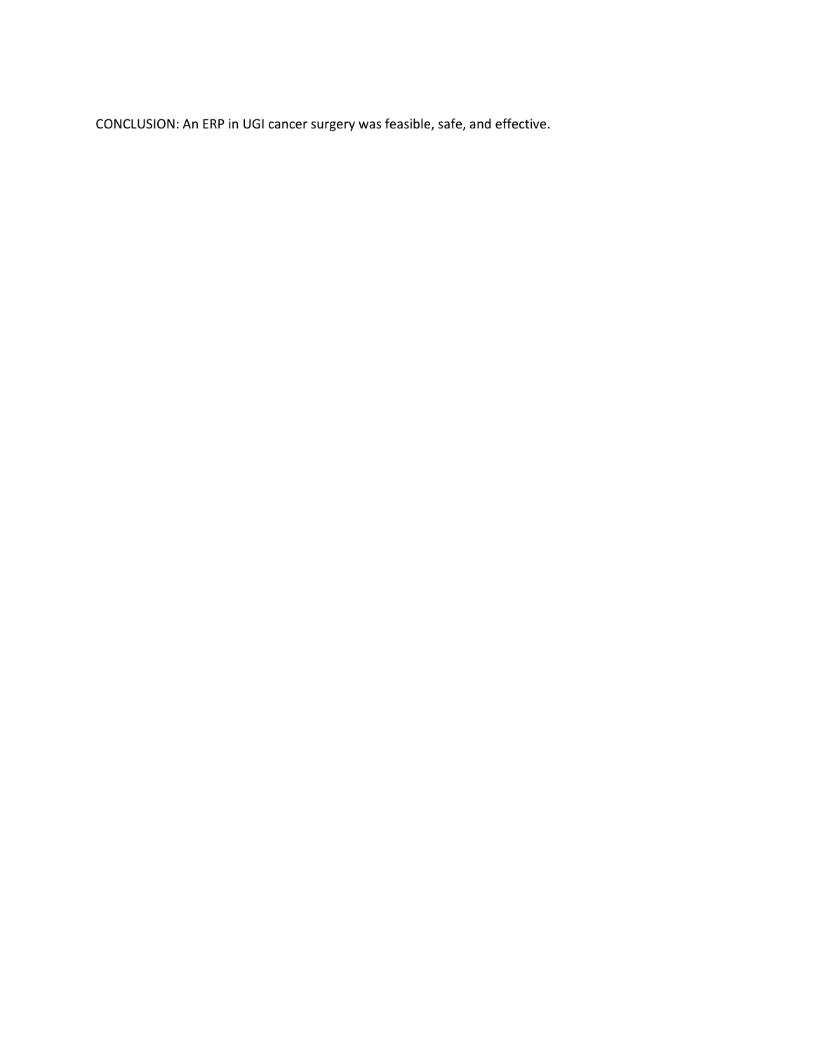CONCLUSION: An ERP in UGI cancer surgery was feasible, safe, and effective.